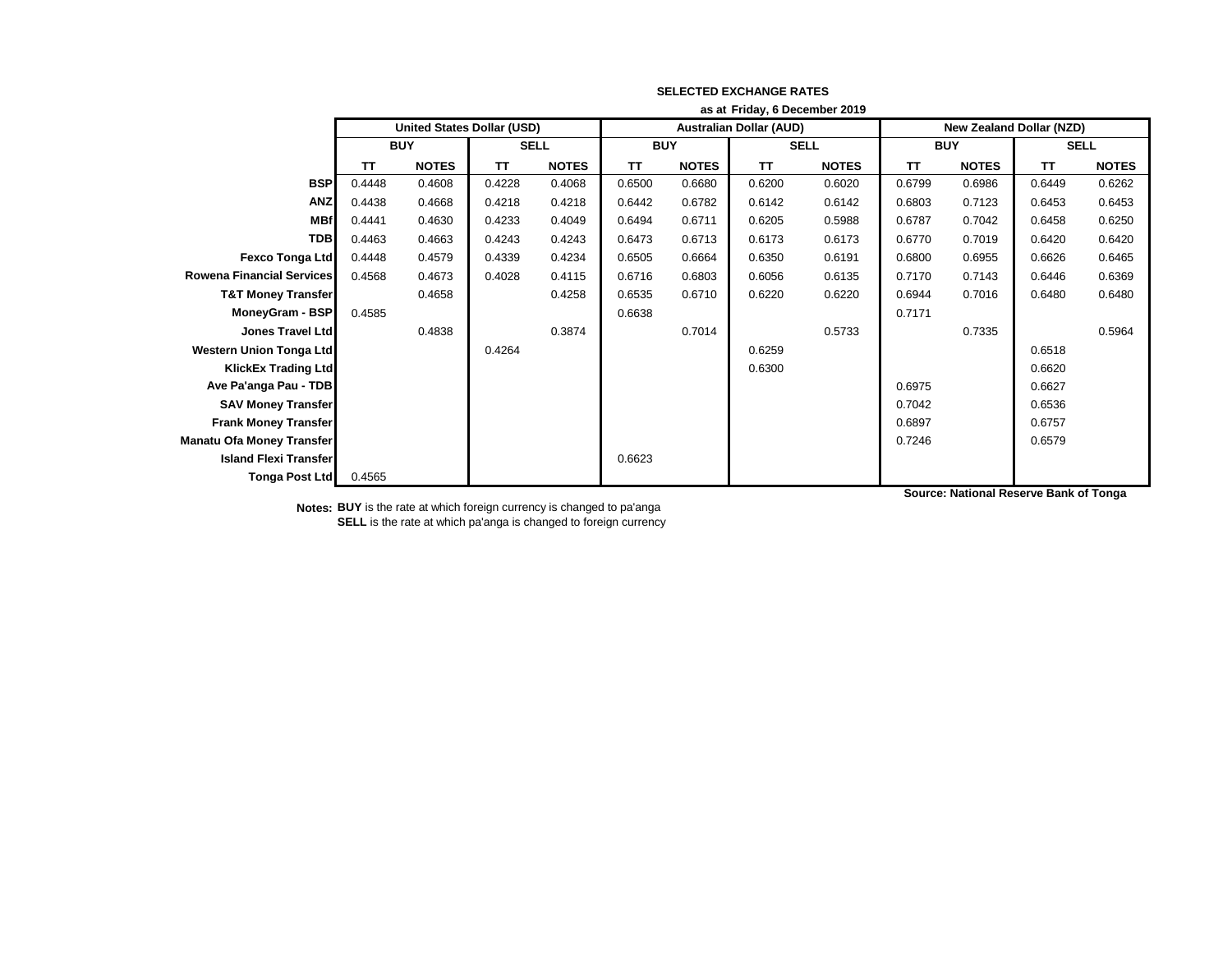**SELECTED EXCHANGE RATES**

**as at Friday, 6 December 2019**

| | United States Dollar (USD) | | | | Australian Dollar (AUD) | | | | New Zealand Dollar (NZD) | | | |
|---|---|---|---|---|---|---|---|---|---|---|---|---|
| | BUY | | SELL | | BUY | | SELL | | BUY | | SELL | |
| | TT | NOTES | TT | NOTES | TT | NOTES | TT | NOTES | TT | NOTES | TT | NOTES |
| **BSP** | 0.4448 | 0.4608 | 0.4228 | 0.4068 | 0.6500 | 0.6680 | 0.6200 | 0.6020 | 0.6799 | 0.6986 | 0.6449 | 0.6262 |
| **ANZ** | 0.4438 | 0.4668 | 0.4218 | 0.4218 | 0.6442 | 0.6782 | 0.6142 | 0.6142 | 0.6803 | 0.7123 | 0.6453 | 0.6453 |
| **MBf** | 0.4441 | 0.4630 | 0.4233 | 0.4049 | 0.6494 | 0.6711 | 0.6205 | 0.5988 | 0.6787 | 0.7042 | 0.6458 | 0.6250 |
| **TDB** | 0.4463 | 0.4663 | 0.4243 | 0.4243 | 0.6473 | 0.6713 | 0.6173 | 0.6173 | 0.6770 | 0.7019 | 0.6420 | 0.6420 |
| **Fexco Tonga Ltd** | 0.4448 | 0.4579 | 0.4339 | 0.4234 | 0.6505 | 0.6664 | 0.6350 | 0.6191 | 0.6800 | 0.6955 | 0.6626 | 0.6465 |
| **Rowena Financial Services** | 0.4568 | 0.4673 | 0.4028 | 0.4115 | 0.6716 | 0.6803 | 0.6056 | 0.6135 | 0.7170 | 0.7143 | 0.6446 | 0.6369 |
| **T&T Money Transfer** | | 0.4658 | | 0.4258 | 0.6535 | 0.6710 | 0.6220 | 0.6220 | 0.6944 | 0.7016 | 0.6480 | 0.6480 |
| **MoneyGram - BSP** | 0.4585 | | | | 0.6638 | | | | 0.7171 | | | |
| **Jones Travel Ltd** | | 0.4838 | | 0.3874 | | 0.7014 | | 0.5733 | | 0.7335 | | 0.5964 |
| **Western Union Tonga Ltd** | | | 0.4264 | | | | 0.6259 | | | | 0.6518 | |
| **KlickEx Trading Ltd** | | | | | | | 0.6300 | | | | 0.6620 | |
| **Ave Pa'anga Pau - TDB** | | | | | | | | | 0.6975 | | 0.6627 | |
| **SAV Money Transfer** | | | | | | | | | 0.7042 | | 0.6536 | |
| **Frank Money Transfer** | | | | | | | | | 0.6897 | | 0.6757 | |
| **Manatu Ofa Money Transfer** | | | | | | | | | 0.7246 | | 0.6579 | |
| **Island Flexi Transfer** | | | | | 0.6623 | | | | | | | |
| **Tonga Post Ltd** | 0.4565 | | | | | | | | | | | |

**Source: National Reserve Bank of Tonga**

**Notes:** **BUY** is the rate at which foreign currency is changed to pa'anga
**SELL** is the rate at which pa'anga is changed to foreign currency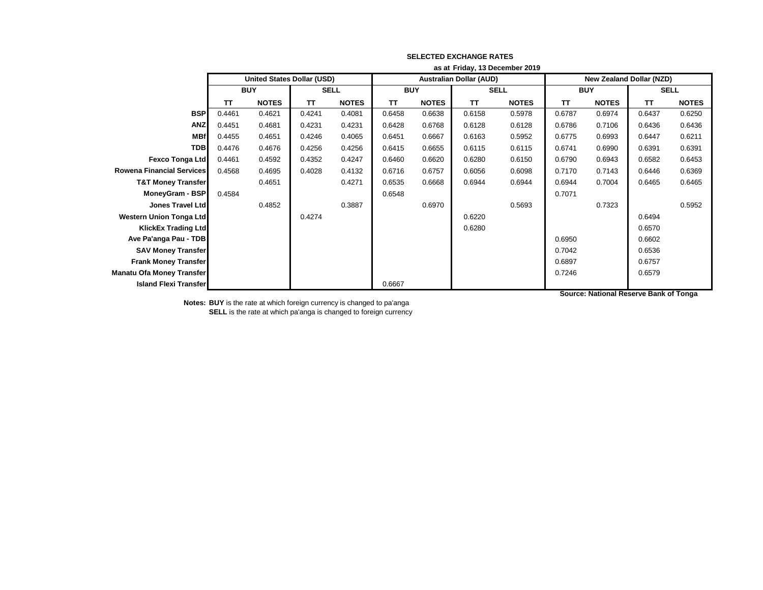**SELECTED EXCHANGE RATES**

**as at Friday, 13 December 2019**

| | United States Dollar (USD) | | | | Australian Dollar (AUD) | | | | New Zealand Dollar (NZD) | | | |
|---|---|---|---|---|---|---|---|---|---|---|---|---|
| | BUY | | SELL | | BUY | | SELL | | BUY | | SELL | |
| | TT | NOTES | TT | NOTES | TT | NOTES | TT | NOTES | TT | NOTES | TT | NOTES |
| **BSP** | 0.4461 | 0.4621 | 0.4241 | 0.4081 | 0.6458 | 0.6638 | 0.6158 | 0.5978 | 0.6787 | 0.6974 | 0.6437 | 0.6250 |
| **ANZ** | 0.4451 | 0.4681 | 0.4231 | 0.4231 | 0.6428 | 0.6768 | 0.6128 | 0.6128 | 0.6786 | 0.7106 | 0.6436 | 0.6436 |
| **MBf** | 0.4455 | 0.4651 | 0.4246 | 0.4065 | 0.6451 | 0.6667 | 0.6163 | 0.5952 | 0.6775 | 0.6993 | 0.6447 | 0.6211 |
| **TDB** | 0.4476 | 0.4676 | 0.4256 | 0.4256 | 0.6415 | 0.6655 | 0.6115 | 0.6115 | 0.6741 | 0.6990 | 0.6391 | 0.6391 |
| **Fexco Tonga Ltd** | 0.4461 | 0.4592 | 0.4352 | 0.4247 | 0.6460 | 0.6620 | 0.6280 | 0.6150 | 0.6790 | 0.6943 | 0.6582 | 0.6453 |
| **Rowena Financial Services** | 0.4568 | 0.4695 | 0.4028 | 0.4132 | 0.6716 | 0.6757 | 0.6056 | 0.6098 | 0.7170 | 0.7143 | 0.6446 | 0.6369 |
| **T&T Money Transfer** | | 0.4651 | | 0.4271 | 0.6535 | 0.6668 | 0.6944 | 0.6944 | 0.6944 | 0.7004 | 0.6465 | 0.6465 |
| **MoneyGram - BSP** | 0.4584 | | | | 0.6548 | | | | 0.7071 | | | |
| **Jones Travel Ltd** | | 0.4852 | | 0.3887 | | 0.6970 | | 0.5693 | | 0.7323 | | 0.5952 |
| **Western Union Tonga Ltd** | | | 0.4274 | | | | 0.6220 | | | | 0.6494 | |
| **KlickEx Trading Ltd** | | | | | | | 0.6280 | | | | 0.6570 | |
| **Ave Pa'anga Pau - TDB** | | | | | | | | | 0.6950 | | 0.6602 | |
| **SAV Money Transfer** | | | | | | | | | 0.7042 | | 0.6536 | |
| **Frank Money Transfer** | | | | | | | | | 0.6897 | | 0.6757 | |
| **Manatu Ofa Money Transfer** | | | | | | | | | 0.7246 | | 0.6579 | |
| **Island Flexi Transfer** | | | | | 0.6667 | | | | | | | |

**Source: National Reserve Bank of Tonga**

**Notes:** **BUY** is the rate at which foreign currency is changed to pa'anga

**SELL** is the rate at which pa'anga is changed to foreign currency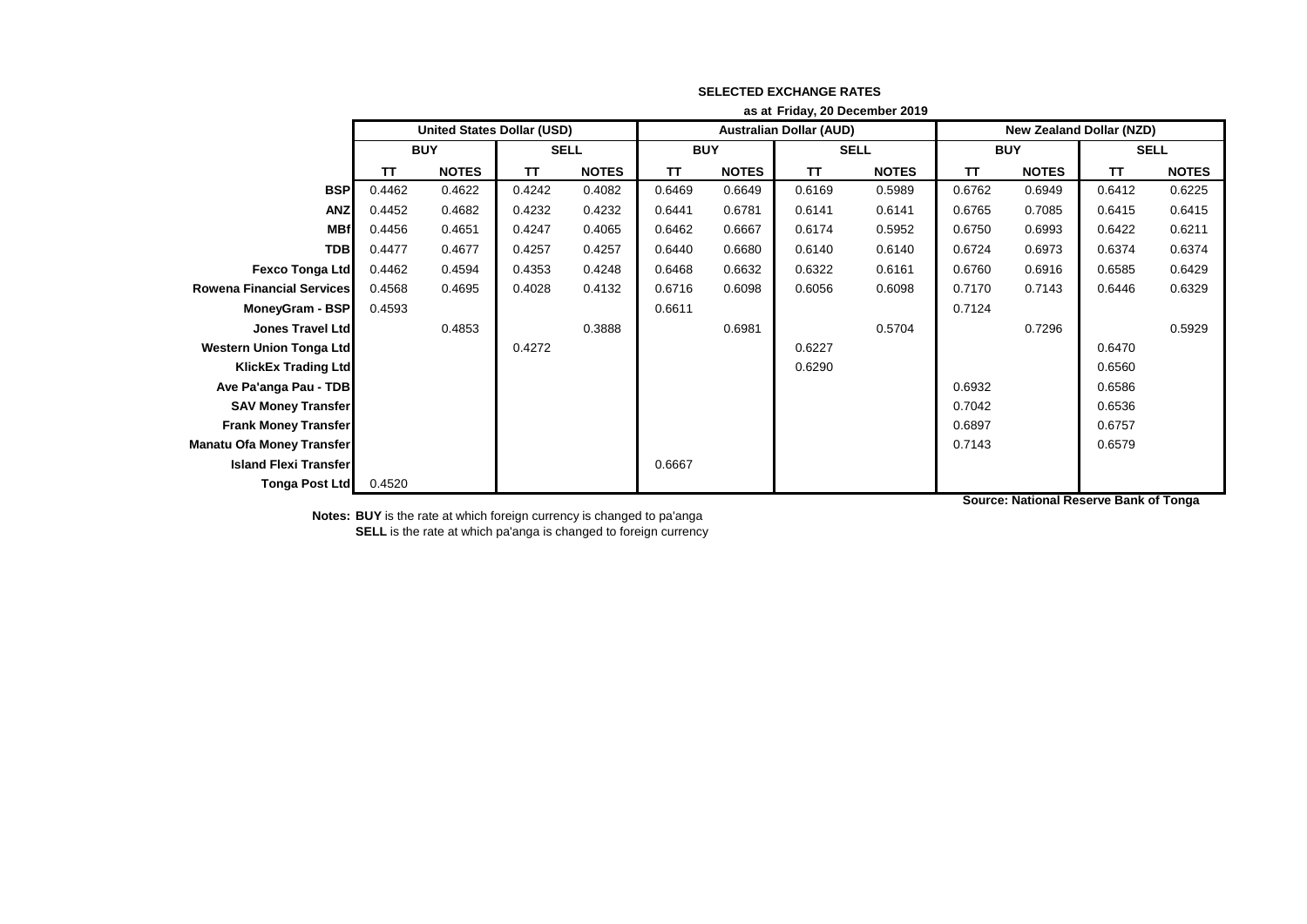## SELECTED EXCHANGE RATES

**as at Friday, 20 December 2019**

| | United States Dollar (USD) | | | | Australian Dollar (AUD) | | | | New Zealand Dollar (NZD) | | | |
|---|---|---|---|---|---|---|---|---|---|---|---|---|
| | BUY | | SELL | | BUY | | SELL | | BUY | | SELL | |
| | TT | NOTES | TT | NOTES | TT | NOTES | TT | NOTES | TT | NOTES | TT | NOTES |
| **BSP** | 0.4462 | 0.4622 | 0.4242 | 0.4082 | 0.6469 | 0.6649 | 0.6169 | 0.5989 | 0.6762 | 0.6949 | 0.6412 | 0.6225 |
| **ANZ** | 0.4452 | 0.4682 | 0.4232 | 0.4232 | 0.6441 | 0.6781 | 0.6141 | 0.6141 | 0.6765 | 0.7085 | 0.6415 | 0.6415 |
| **MBf** | 0.4456 | 0.4651 | 0.4247 | 0.4065 | 0.6462 | 0.6667 | 0.6174 | 0.5952 | 0.6750 | 0.6993 | 0.6422 | 0.6211 |
| **TDB** | 0.4477 | 0.4677 | 0.4257 | 0.4257 | 0.6440 | 0.6680 | 0.6140 | 0.6140 | 0.6724 | 0.6973 | 0.6374 | 0.6374 |
| **Fexco Tonga Ltd** | 0.4462 | 0.4594 | 0.4353 | 0.4248 | 0.6468 | 0.6632 | 0.6322 | 0.6161 | 0.6760 | 0.6916 | 0.6585 | 0.6429 |
| **Rowena Financial Services** | 0.4568 | 0.4695 | 0.4028 | 0.4132 | 0.6716 | 0.6098 | 0.6056 | 0.6098 | 0.7170 | 0.7143 | 0.6446 | 0.6329 |
| **MoneyGram - BSP** | 0.4593 | | | | 0.6611 | | | | 0.7124 | | | |
| **Jones Travel Ltd** | | 0.4853 | | 0.3888 | | 0.6981 | | 0.5704 | | 0.7296 | | 0.5929 |
| **Western Union Tonga Ltd** | | | 0.4272 | | | | 0.6227 | | | | 0.6470 | |
| **KlickEx Trading Ltd** | | | | | | | 0.6290 | | | | 0.6560 | |
| **Ave Pa'anga Pau - TDB** | | | | | | | | | 0.6932 | | 0.6586 | |
| **SAV Money Transfer** | | | | | | | | | 0.7042 | | 0.6536 | |
| **Frank Money Transfer** | | | | | | | | | 0.6897 | | 0.6757 | |
| **Manatu Ofa Money Transfer** | | | | | | | | | 0.7143 | | 0.6579 | |
| **Island Flexi Transfer** | | | | | 0.6667 | | | | | | | |
| **Tonga Post Ltd** | 0.4520 | | | | | | | | | | | |

**Source: National Reserve Bank of Tonga**

**Notes: BUY** is the rate at which foreign currency is changed to pa'anga
**SELL** is the rate at which pa'anga is changed to foreign currency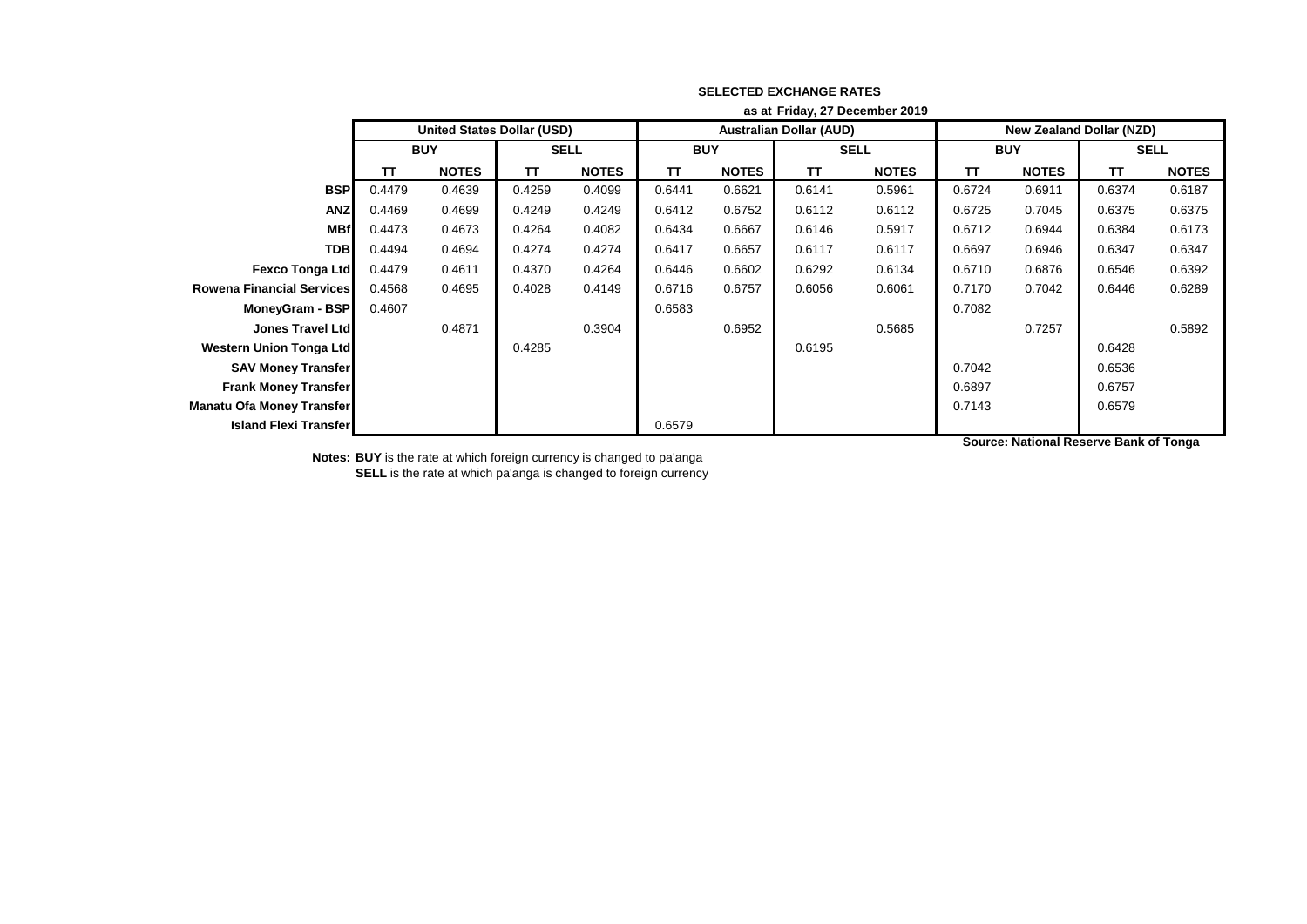**SELECTED EXCHANGE RATES**

**as at Friday, 27 December 2019**

| | United States Dollar (USD) | | | | Australian Dollar (AUD) | | | | New Zealand Dollar (NZD) | | | |
|---|---|---|---|---|---|---|---|---|---|---|---|---|
| | BUY | | SELL | | BUY | | SELL | | BUY | | SELL | |
| | TT | NOTES | TT | NOTES | TT | NOTES | TT | NOTES | TT | NOTES | TT | NOTES |
| **BSP** | 0.4479 | 0.4639 | 0.4259 | 0.4099 | 0.6441 | 0.6621 | 0.6141 | 0.5961 | 0.6724 | 0.6911 | 0.6374 | 0.6187 |
| **ANZ** | 0.4469 | 0.4699 | 0.4249 | 0.4249 | 0.6412 | 0.6752 | 0.6112 | 0.6112 | 0.6725 | 0.7045 | 0.6375 | 0.6375 |
| **MBf** | 0.4473 | 0.4673 | 0.4264 | 0.4082 | 0.6434 | 0.6667 | 0.6146 | 0.5917 | 0.6712 | 0.6944 | 0.6384 | 0.6173 |
| **TDB** | 0.4494 | 0.4694 | 0.4274 | 0.4274 | 0.6417 | 0.6657 | 0.6117 | 0.6117 | 0.6697 | 0.6946 | 0.6347 | 0.6347 |
| **Fexco Tonga Ltd** | 0.4479 | 0.4611 | 0.4370 | 0.4264 | 0.6446 | 0.6602 | 0.6292 | 0.6134 | 0.6710 | 0.6876 | 0.6546 | 0.6392 |
| **Rowena Financial Services** | 0.4568 | 0.4695 | 0.4028 | 0.4149 | 0.6716 | 0.6757 | 0.6056 | 0.6061 | 0.7170 | 0.7042 | 0.6446 | 0.6289 |
| **MoneyGram - BSP** | 0.4607 | | | | 0.6583 | | | | 0.7082 | | | |
| **Jones Travel Ltd** | | 0.4871 | | 0.3904 | | 0.6952 | | 0.5685 | | 0.7257 | | 0.5892 |
| **Western Union Tonga Ltd** | | | 0.4285 | | | | 0.6195 | | | | 0.6428 | |
| **SAV Money Transfer** | | | | | | | | | 0.7042 | | 0.6536 | |
| **Frank Money Transfer** | | | | | | | | | 0.6897 | | 0.6757 | |
| **Manatu Ofa Money Transfer** | | | | | | | | | 0.7143 | | 0.6579 | |
| **Island Flexi Transfer** | | | | | 0.6579 | | | | | | | |

**Source: National Reserve Bank of Tonga**

**Notes: BUY** is the rate at which foreign currency is changed to pa'anga
**SELL** is the rate at which pa'anga is changed to foreign currency